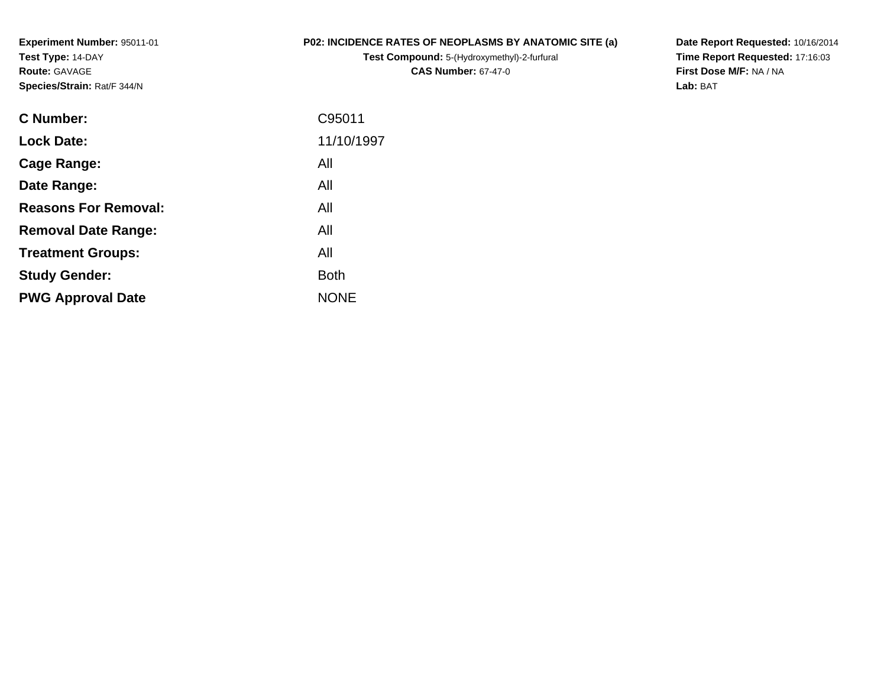**Experiment Number:** 95011-01
**Test Type:** 14-DAY
**Route:** GAVAGE
**Species/Strain:** Rat/F 344/N

**P02: INCIDENCE RATES OF NEOPLASMS BY ANATOMIC SITE (a)**
**Test Compound:** 5-(Hydroxymethyl)-2-furfural
**CAS Number:** 67-47-0

**Date Report Requested:** 10/16/2014
**Time Report Requested:** 17:16:03
**First Dose M/F:** NA / NA
**Lab:** BAT

| | |
|---|---|
| **C Number:** | C95011 |
| **Lock Date:** | 11/10/1997 |
| **Cage Range:** | All |
| **Date Range:** | All |
| **Reasons For Removal:** | All |
| **Removal Date Range:** | All |
| **Treatment Groups:** | All |
| **Study Gender:** | Both |
| **PWG Approval Date** | NONE |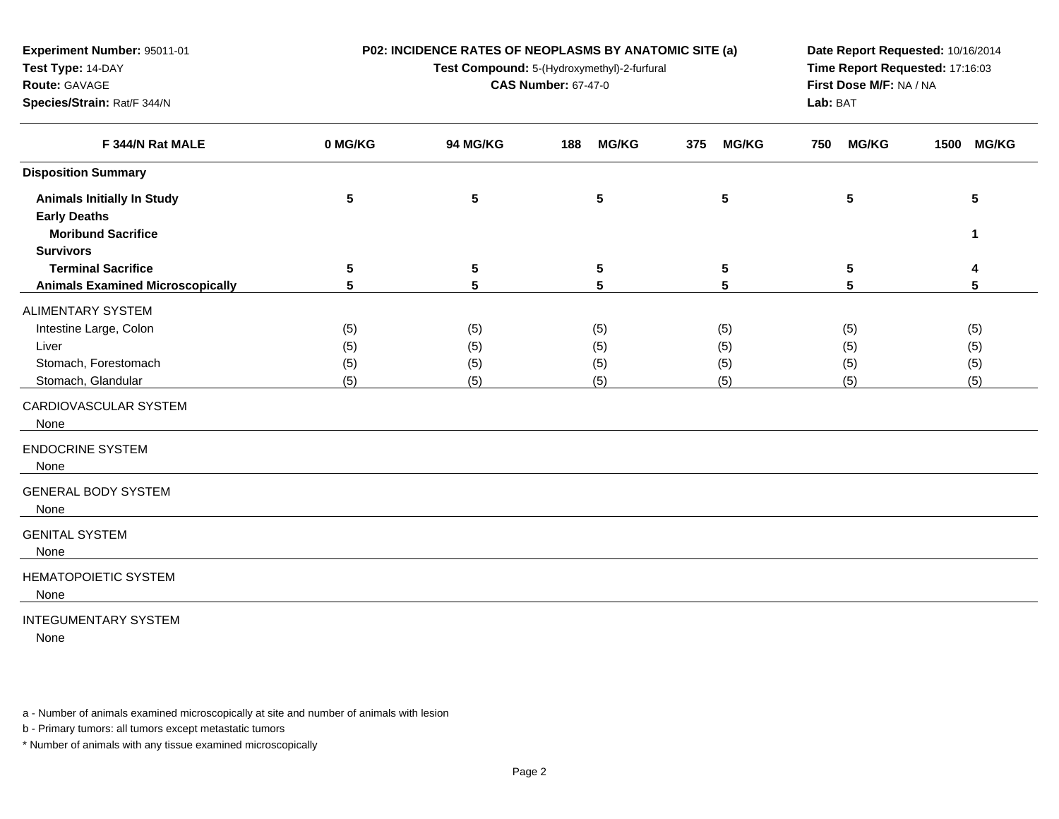**Experiment Number:** 95011-01
**Test Type:** 14-DAY
**Route:** GAVAGE
**Species/Strain:** Rat/F 344/N

**P02: INCIDENCE RATES OF NEOPLASMS BY ANATOMIC SITE (a)**
**Test Compound:** 5-(Hydroxymethyl)-2-furfural
**CAS Number:** 67-47-0

**Date Report Requested:** 10/16/2014
**Time Report Requested:** 17:16:03
**First Dose M/F:** NA / NA
**Lab:** BAT

| F 344/N Rat MALE | 0 MG/KG | 94 MG/KG | 188 MG/KG | 375 MG/KG | 750 MG/KG | 1500 MG/KG |
|---|---|---|---|---|---|---|
| **Disposition Summary** | | | | | | |
| **Animals Initially In Study** | **5** | **5** | **5** | **5** | **5** | **5** |
| **Early Deaths** | | | | | | |
| **Moribund Sacrifice** | | | | | | **1** |
| **Survivors** | | | | | | |
| **Terminal Sacrifice** | **5** | **5** | **5** | **5** | **5** | **4** |
| **Animals Examined Microscopically** | **5** | **5** | **5** | **5** | **5** | **5** |
| ALIMENTARY SYSTEM | | | | | | |
| Intestine Large, Colon | (5) | (5) | (5) | (5) | (5) | (5) |
| Liver | (5) | (5) | (5) | (5) | (5) | (5) |
| Stomach, Forestomach | (5) | (5) | (5) | (5) | (5) | (5) |
| Stomach, Glandular | (5) | (5) | (5) | (5) | (5) | (5) |
| CARDIOVASCULAR SYSTEM | | | | | | |
| None | | | | | | |
| ENDOCRINE SYSTEM | | | | | | |
| None | | | | | | |
| GENERAL BODY SYSTEM | | | | | | |
| None | | | | | | |
| GENITAL SYSTEM | | | | | | |
| None | | | | | | |
| HEMATOPOIETIC SYSTEM | | | | | | |
| None | | | | | | |
| INTEGUMENTARY SYSTEM | | | | | | |
| None | | | | | | |

a - Number of animals examined microscopically at site and number of animals with lesion

b - Primary tumors: all tumors except metastatic tumors

* Number of animals with any tissue examined microscopically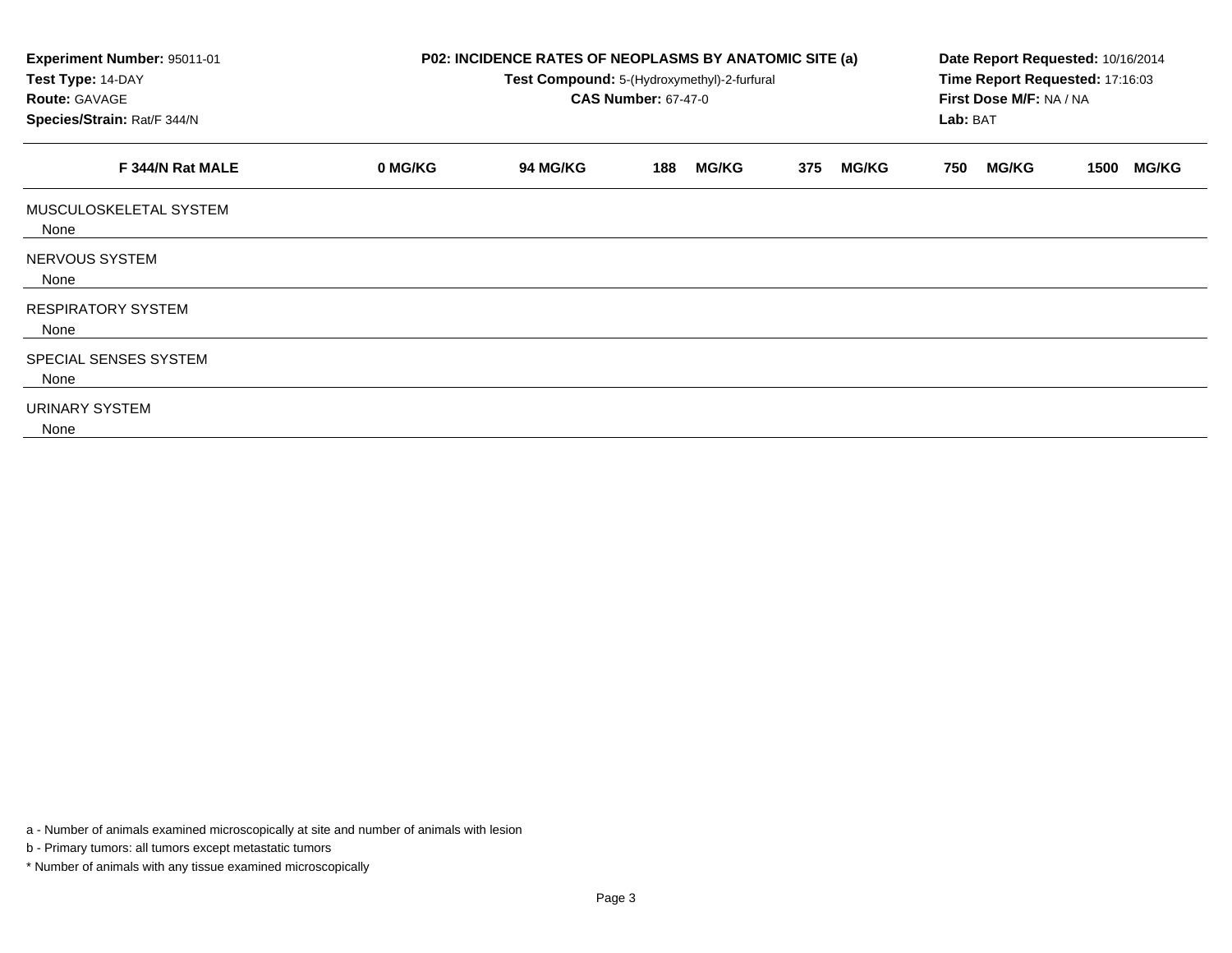**Experiment Number:** 95011-01
**Test Type:** 14-DAY
**Route:** GAVAGE
**Species/Strain:** Rat/F 344/N

**P02: INCIDENCE RATES OF NEOPLASMS BY ANATOMIC SITE (a)**
**Test Compound:** 5-(Hydroxymethyl)-2-furfural
**CAS Number:** 67-47-0

**Date Report Requested:** 10/16/2014
**Time Report Requested:** 17:16:03
**First Dose M/F:** NA / NA
**Lab:** BAT

| F 344/N Rat MALE | 0 MG/KG | 94 MG/KG | 188 MG/KG | 375 MG/KG | 750 MG/KG | 1500 MG/KG |
|---|---|---|---|---|---|---|
| MUSCULOSKELETAL SYSTEM | | | | | | |
| None | | | | | | |
| NERVOUS SYSTEM | | | | | | |
| None | | | | | | |
| RESPIRATORY SYSTEM | | | | | | |
| None | | | | | | |
| SPECIAL SENSES SYSTEM | | | | | | |
| None | | | | | | |
| URINARY SYSTEM | | | | | | |
| None | | | | | | |

a - Number of animals examined microscopically at site and number of animals with lesion

b - Primary tumors: all tumors except metastatic tumors

* Number of animals with any tissue examined microscopically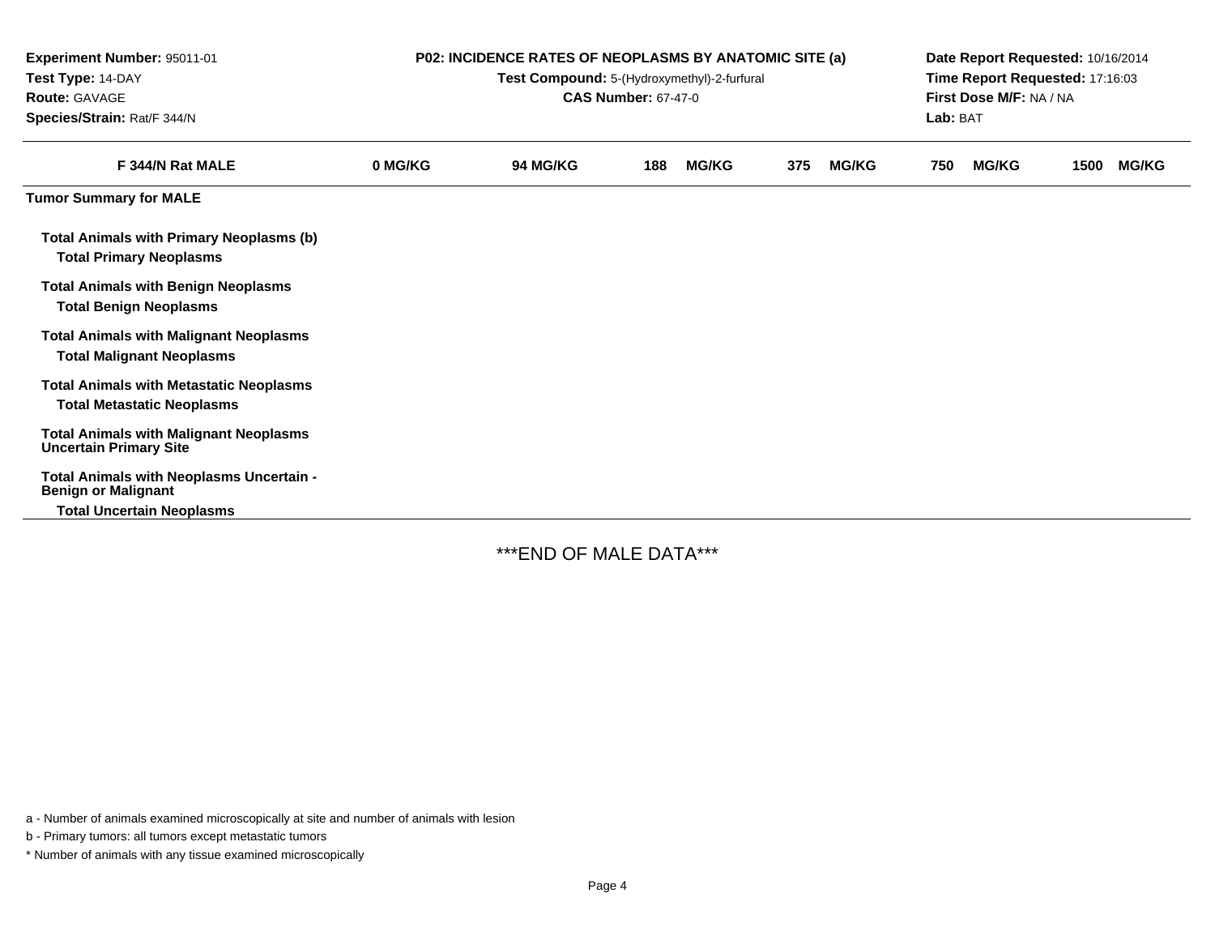**Experiment Number:** 95011-01
**Test Type:** 14-DAY
**Route:** GAVAGE
**Species/Strain:** Rat/F 344/N

**P02: INCIDENCE RATES OF NEOPLASMS BY ANATOMIC SITE (a)**
**Test Compound:** 5-(Hydroxymethyl)-2-furfural
**CAS Number:** 67-47-0

**Date Report Requested:** 10/16/2014
**Time Report Requested:** 17:16:03
**First Dose M/F:** NA / NA
**Lab:** BAT

| F 344/N Rat MALE | 0 MG/KG | 94 MG/KG | 188 MG/KG | 375 MG/KG | 750 MG/KG | 1500 MG/KG |
|---|---|---|---|---|---|---|
| **Tumor Summary for MALE** | | | | | | |
| **Total Animals with Primary Neoplasms (b)** | | | | | | |
| **Total Primary Neoplasms** | | | | | | |
| **Total Animals with Benign Neoplasms** | | | | | | |
| **Total Benign Neoplasms** | | | | | | |
| **Total Animals with Malignant Neoplasms** | | | | | | |
| **Total Malignant Neoplasms** | | | | | | |
| **Total Animals with Metastatic Neoplasms** | | | | | | |
| **Total Metastatic Neoplasms** | | | | | | |
| **Total Animals with Malignant Neoplasms Uncertain Primary Site** | | | | | | |
| **Total Animals with Neoplasms Uncertain - Benign or Malignant** | | | | | | |
| **Total Uncertain Neoplasms** | | | | | | |

***END OF MALE DATA***

a - Number of animals examined microscopically at site and number of animals with lesion

b - Primary tumors: all tumors except metastatic tumors

* Number of animals with any tissue examined microscopically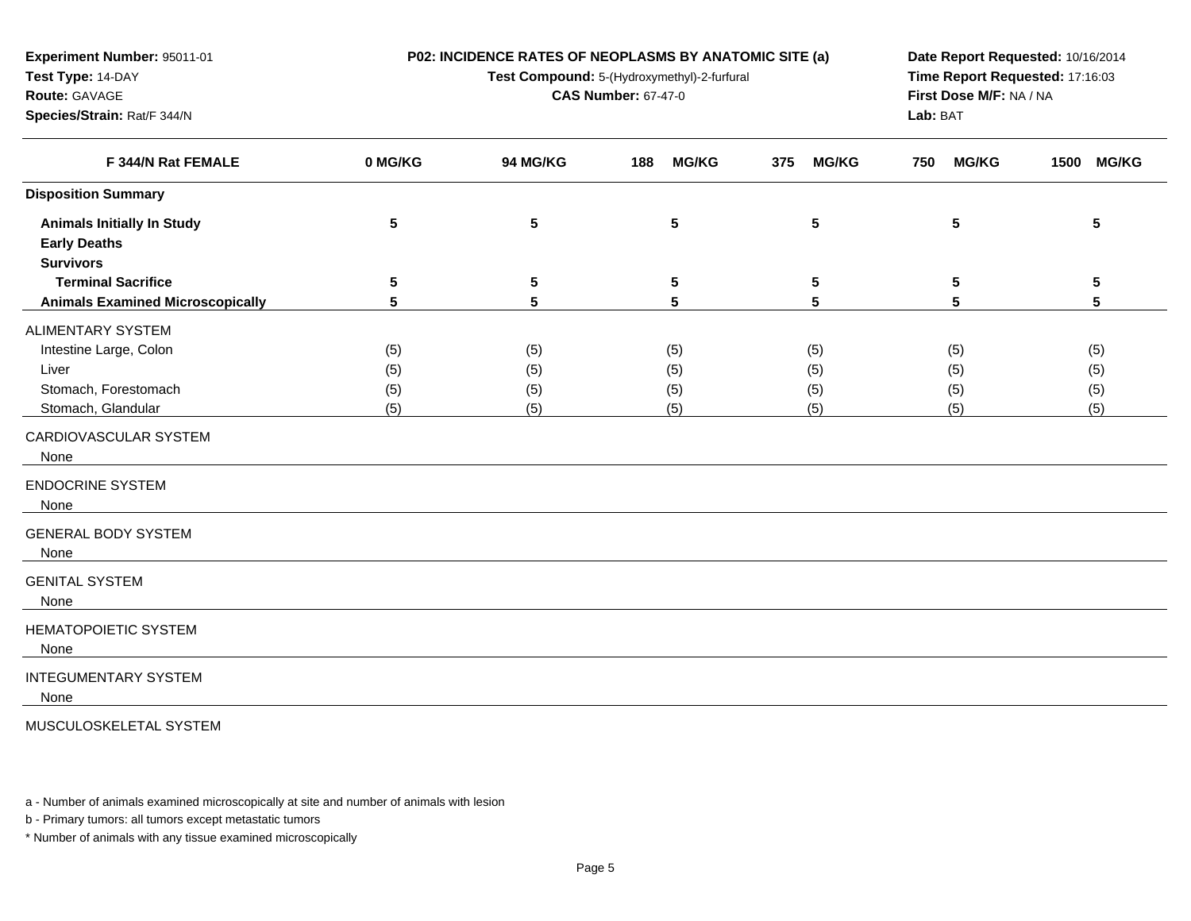**Experiment Number:** 95011-01
**Test Type:** 14-DAY
**Route:** GAVAGE
**Species/Strain:** Rat/F 344/N

**P02: INCIDENCE RATES OF NEOPLASMS BY ANATOMIC SITE (a)**
**Test Compound:** 5-(Hydroxymethyl)-2-furfural
**CAS Number:** 67-47-0

**Date Report Requested:** 10/16/2014
**Time Report Requested:** 17:16:03
**First Dose M/F:** NA / NA
**Lab:** BAT

| F 344/N Rat FEMALE | 0 MG/KG | 94 MG/KG | 188 MG/KG | 375 MG/KG | 750 MG/KG | 1500 MG/KG |
|---|---|---|---|---|---|---|
| **Disposition Summary** | | | | | | |
| **Animals Initially In Study** | 5 | 5 | 5 | 5 | 5 | 5 |
| **Early Deaths** | | | | | | |
| **Survivors** | | | | | | |
| **Terminal Sacrifice** | 5 | 5 | 5 | 5 | 5 | 5 |
| **Animals Examined Microscopically** | 5 | 5 | 5 | 5 | 5 | 5 |
| ALIMENTARY SYSTEM | | | | | | |
| Intestine Large, Colon | (5) | (5) | (5) | (5) | (5) | (5) |
| Liver | (5) | (5) | (5) | (5) | (5) | (5) |
| Stomach, Forestomach | (5) | (5) | (5) | (5) | (5) | (5) |
| Stomach, Glandular | (5) | (5) | (5) | (5) | (5) | (5) |
| CARDIOVASCULAR SYSTEM | | | | | | |
| None | | | | | | |
| ENDOCRINE SYSTEM | | | | | | |
| None | | | | | | |
| GENERAL BODY SYSTEM | | | | | | |
| None | | | | | | |
| GENITAL SYSTEM | | | | | | |
| None | | | | | | |
| HEMATOPOIETIC SYSTEM | | | | | | |
| None | | | | | | |
| INTEGUMENTARY SYSTEM | | | | | | |
| None | | | | | | |
| MUSCULOSKELETAL SYSTEM | | | | | | |

a - Number of animals examined microscopically at site and number of animals with lesion

b - Primary tumors: all tumors except metastatic tumors

* Number of animals with any tissue examined microscopically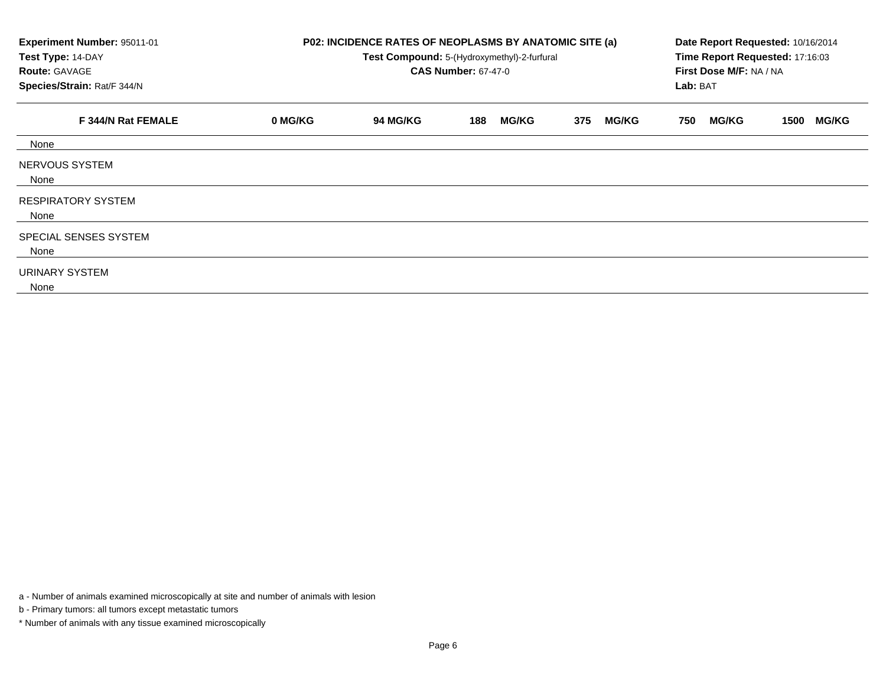**Experiment Number:** 95011-01
**Test Type:** 14-DAY
**Route:** GAVAGE
**Species/Strain:** Rat/F 344/N

**P02: INCIDENCE RATES OF NEOPLASMS BY ANATOMIC SITE (a)**
**Test Compound:** 5-(Hydroxymethyl)-2-furfural
**CAS Number:** 67-47-0

**Date Report Requested:** 10/16/2014
**Time Report Requested:** 17:16:03
**First Dose M/F:** NA / NA
**Lab:** BAT

| F 344/N Rat FEMALE | 0 MG/KG | 94 MG/KG | 188 MG/KG | 375 MG/KG | 750 MG/KG | 1500 MG/KG |
|---|---|---|---|---|---|---|
| None | | | | | | |
| NERVOUS SYSTEM | | | | | | |
| None | | | | | | |
| RESPIRATORY SYSTEM | | | | | | |
| None | | | | | | |
| SPECIAL SENSES SYSTEM | | | | | | |
| None | | | | | | |
| URINARY SYSTEM | | | | | | |
| None | | | | | | |

a - Number of animals examined microscopically at site and number of animals with lesion

b - Primary tumors: all tumors except metastatic tumors

* Number of animals with any tissue examined microscopically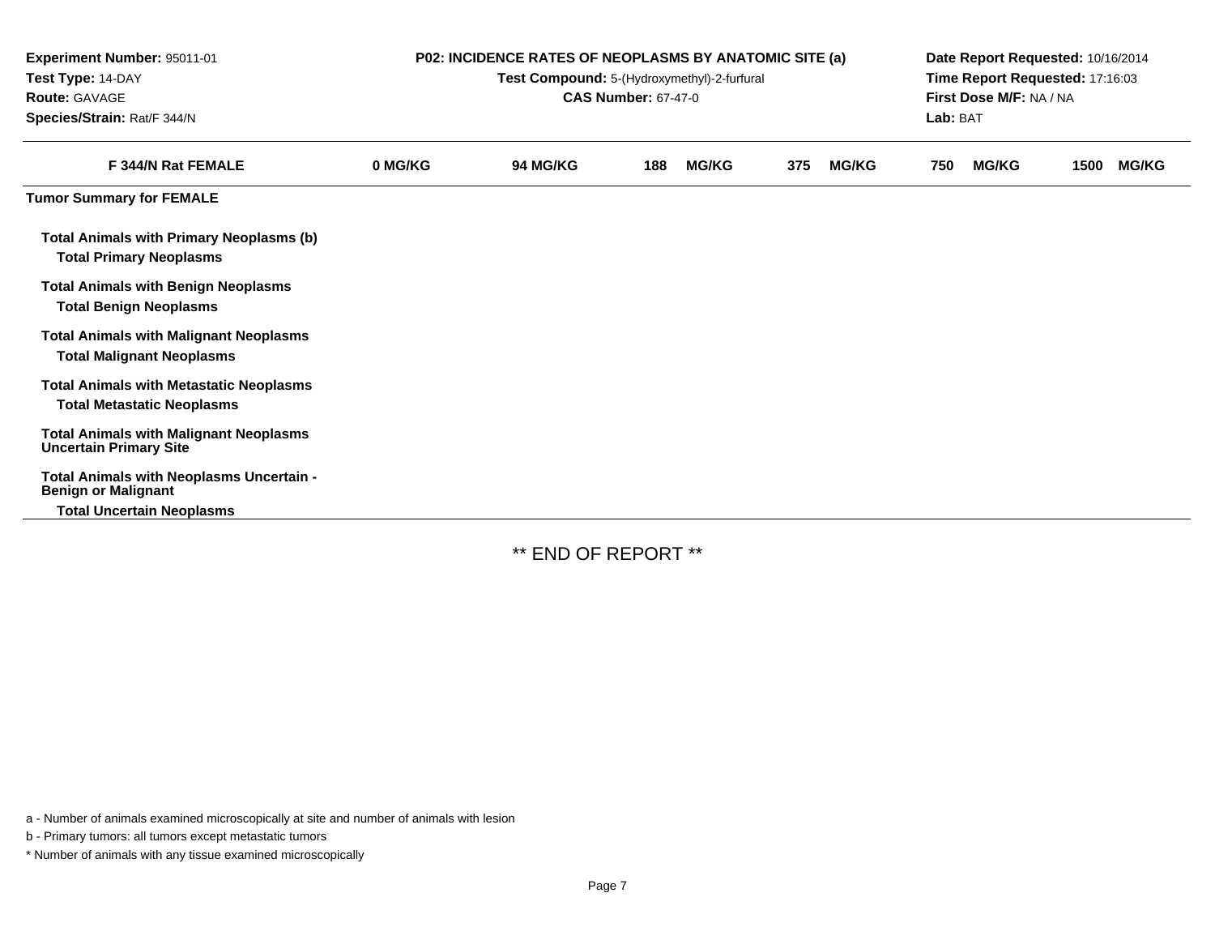**Experiment Number:** 95011-01
**Test Type:** 14-DAY
**Route:** GAVAGE
**Species/Strain:** Rat/F 344/N

**P02: INCIDENCE RATES OF NEOPLASMS BY ANATOMIC SITE (a)**
**Test Compound:** 5-(Hydroxymethyl)-2-furfural
**CAS Number:** 67-47-0

**Date Report Requested:** 10/16/2014
**Time Report Requested:** 17:16:03
**First Dose M/F:** NA / NA
**Lab:** BAT

| F 344/N Rat FEMALE | 0 MG/KG | 94 MG/KG | 188 MG/KG | 375 MG/KG | 750 MG/KG | 1500 MG/KG |
|---|---|---|---|---|---|---|
| **Tumor Summary for FEMALE** | | | | | | |
| **Total Animals with Primary Neoplasms (b)** | | | | | | |
| **Total Primary Neoplasms** | | | | | | |
| **Total Animals with Benign Neoplasms** | | | | | | |
| **Total Benign Neoplasms** | | | | | | |
| **Total Animals with Malignant Neoplasms** | | | | | | |
| **Total Malignant Neoplasms** | | | | | | |
| **Total Animals with Metastatic Neoplasms** | | | | | | |
| **Total Metastatic Neoplasms** | | | | | | |
| **Total Animals with Malignant Neoplasms Uncertain Primary Site** | | | | | | |
| **Total Animals with Neoplasms Uncertain - Benign or Malignant** | | | | | | |
| **Total Uncertain Neoplasms** | | | | | | |

** END OF REPORT **

a - Number of animals examined microscopically at site and number of animals with lesion

b - Primary tumors: all tumors except metastatic tumors

* Number of animals with any tissue examined microscopically